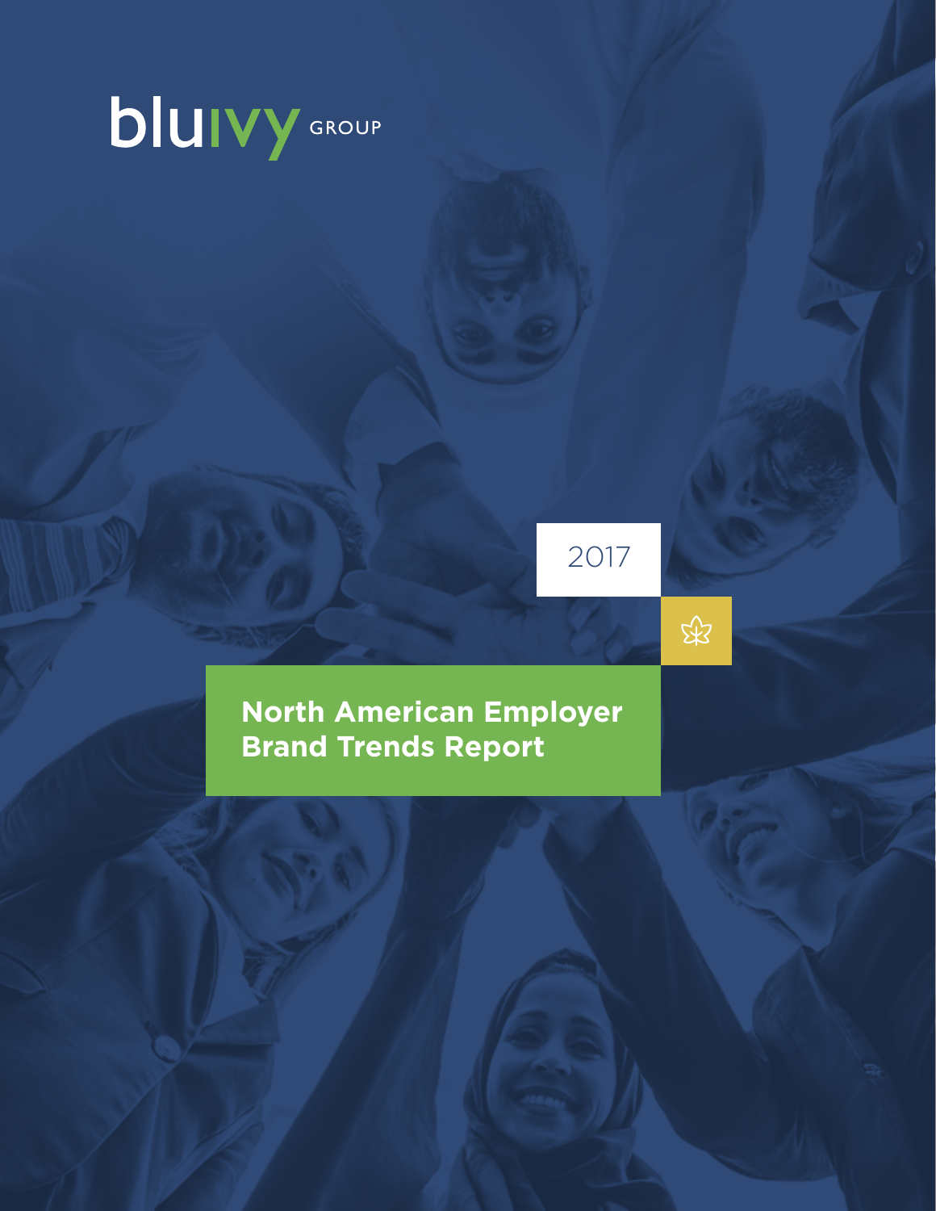bluivy GROUP

2017

# North American Employer Brand Trends Report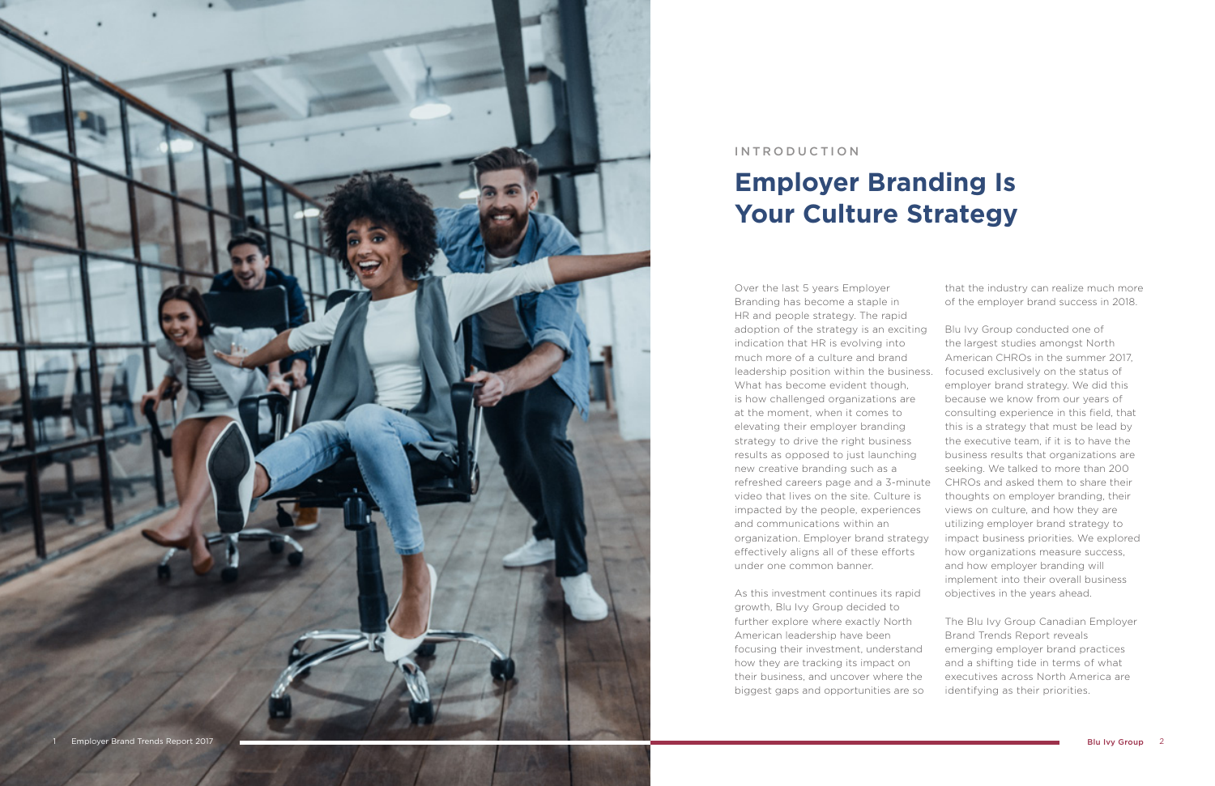INTRODUCTION

# Employer Branding Is Your Culture Strategy

Over the last 5 years Employer Branding has become a staple in HR and people strategy. The rapid adoption of the strategy is an exciting indication that HR is evolving into much more of a culture and brand leadership position within the business. What has become evident though, is how challenged organizations are at the moment, when it comes to elevating their employer branding strategy to drive the right business results as opposed to just launching new creative branding such as a refreshed careers page and a 3-minute video that lives on the site. Culture is impacted by the people, experiences and communications within an organization. Employer brand strategy effectively aligns all of these efforts under one common banner.

As this investment continues its rapid growth, Blu Ivy Group decided to further explore where exactly North American leadership have been focusing their investment, understand how they are tracking its impact on their business, and uncover where the biggest gaps and opportunities are so that the industry can realize much more of the employer brand success in 2018.

Blu Ivy Group conducted one of the largest studies amongst North American CHROs in the summer 2017, focused exclusively on the status of employer brand strategy. We did this because we know from our years of consulting experience in this field, that this is a strategy that must be lead by the executive team, if it is to have the business results that organizations are seeking. We talked to more than 200 CHROs and asked them to share their thoughts on employer branding, their views on culture, and how they are utilizing employer brand strategy to impact business priorities. We explored how organizations measure success, and how employer branding will implement into their overall business objectives in the years ahead.

The Blu Ivy Group Canadian Employer Brand Trends Report reveals emerging employer brand practices and a shifting tide in terms of what executives across North America are identifying as their priorities.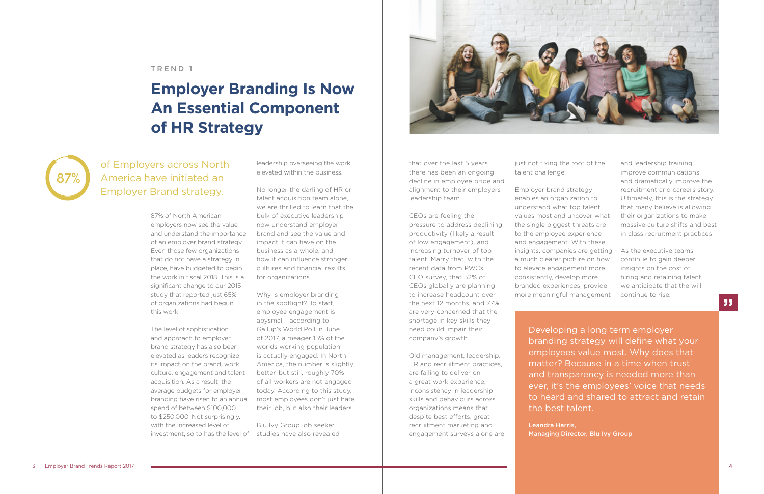TREND 1

# Employer Branding Is Now An Essential Component of HR Strategy

87% of Employers across North America have initiated an Employer Brand strategy.

87% of North American employers now see the value and understand the importance of an employer brand strategy. Even those few organizations that do not have a strategy in place, have budgeted to begin the work in fiscal 2018. This is a significant change to our 2015 study that reported just 65% of organizations had begun this work.

The level of sophistication and approach to employer brand strategy has also been elevated as leaders recognize its impact on the brand, work culture, engagement and talent acquisition. As a result, the average budgets for employer branding have risen to an annual spend of between $100,000 to $250,000. Not surprisingly, with the increased level of investment, so to has the level of leadership overseeing the work elevated within the business.

No longer the darling of HR or talent acquisition team alone, we are thrilled to learn that the bulk of executive leadership now understand employer brand and see the value and impact it can have on the business as a whole, and how it can influence stronger cultures and financial results for organizations.

Why is employer branding in the spotlight? To start, employee engagement is abysmal – according to Gallup's World Poll in June of 2017, a meager 15% of the worlds working population is actually engaged. In North America, the number is slightly better, but still, roughly 70% of all workers are not engaged today. According to this study, most employees don't just hate their job, but also their leaders.

Blu Ivy Group job seeker studies have also revealed that over the last 5 years there has been an ongoing decline in employee pride and alignment to their employers leadership team.

CEOs are feeling the pressure to address declining productivity (likely a result of low engagement), and increasing turnover of top talent. Marry that, with the recent data from PWCs CEO survey, that 52% of CEOs globally are planning to increase headcount over the next 12 months, and 77% are very concerned that the shortage in key skills they need could impair their company's growth.

Old management, leadership, HR and recruitment practices, are failing to deliver on a great work experience. Inconsistency in leadership skills and behaviours across organizations means that despite best efforts, great recruitment marketing and engagement surveys alone are just not fixing the root of the talent challenge.

Employer brand strategy enables an organization to understand what top talent values most and uncover what the single biggest threats are to the employee experience and engagement. With these insights, companies are getting a much clearer picture on how to elevate engagement more consistently, develop more branded experiences, provide more meaningful management and leadership training, improve communications and dramatically improve the recruitment and careers story. Ultimately, this is the strategy that many believe is allowing their organizations to make massive culture shifts and best in class recruitment practices.

As the executive teams continue to gain deeper insights on the cost of hiring and retaining talent, we anticipate that the will continue to rise.

> Developing a long term employer branding strategy will define what your employees value most. Why does that matter? Because in a time when trust and transparency is needed more than ever, it's the employees' voice that needs to heard and shared to attract and retain the best talent.
>
> **Leandra Harris,**
> **Managing Director, Blu Ivy Group**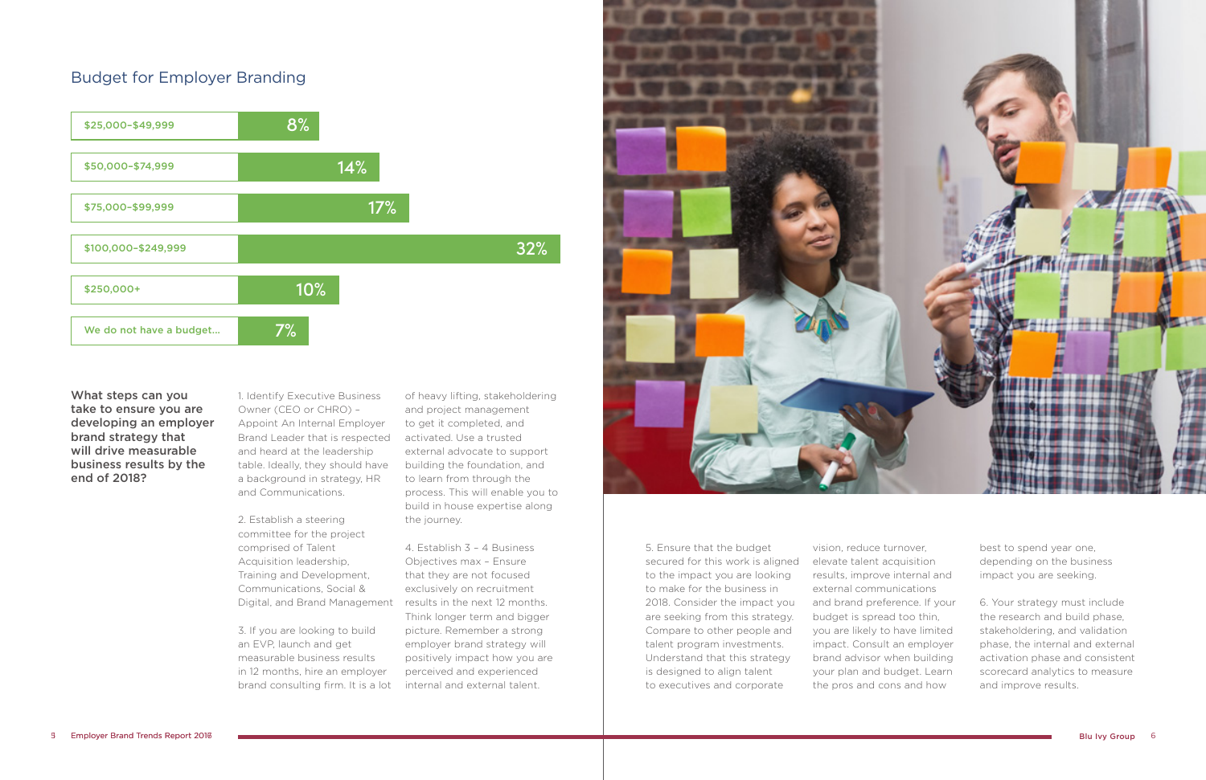## Budget for Employer Branding

| Budget | Percentage |
| --- | --- |
| $25,000–$49,999 | 8% |
| $50,000–$74,999 | 14% |
| $75,000–$99,999 | 17% |
| $100,000–$249,999 | 32% |
| $250,000+ | 10% |
| We do not have a budget... | 7% |

**What steps can you take to ensure you are developing an employer brand strategy that will drive measurable business results by the end of 2018?**

1. Identify Executive Business Owner (CEO or CHRO) – Appoint An Internal Employer Brand Leader that is respected and heard at the leadership table. Ideally, they should have a background in strategy, HR and Communications.

2. Establish a steering committee for the project comprised of Talent Acquisition leadership, Training and Development, Communications, Social & Digital, and Brand Management

3. If you are looking to build an EVP, launch and get measurable business results in 12 months, hire an employer brand consulting firm. It is a lot of heavy lifting, stakeholdering and project management to get it completed, and activated. Use a trusted external advocate to support building the foundation, and to learn from through the process. This will enable you to build in house expertise along the journey.

4. Establish 3 – 4 Business Objectives max – Ensure that they are not focused exclusively on recruitment results in the next 12 months. Think longer term and bigger picture. Remember a strong employer brand strategy will positively impact how you are perceived and experienced internal and external talent.

5. Ensure that the budget secured for this work is aligned to the impact you are looking to make for the business in 2018. Consider the impact you are seeking from this strategy. Compare to other people and talent program investments. Understand that this strategy is designed to align talent to executives and corporate vision, reduce turnover, elevate talent acquisition results, improve internal and external communications and brand preference. If your budget is spread too thin, you are likely to have limited impact. Consult an employer brand advisor when building your plan and budget. Learn the pros and cons and how best to spend year one, depending on the business impact you are seeking.

6. Your strategy must include the research and build phase, stakeholdering, and validation phase, the internal and external activation phase and consistent scorecard analytics to measure and improve results.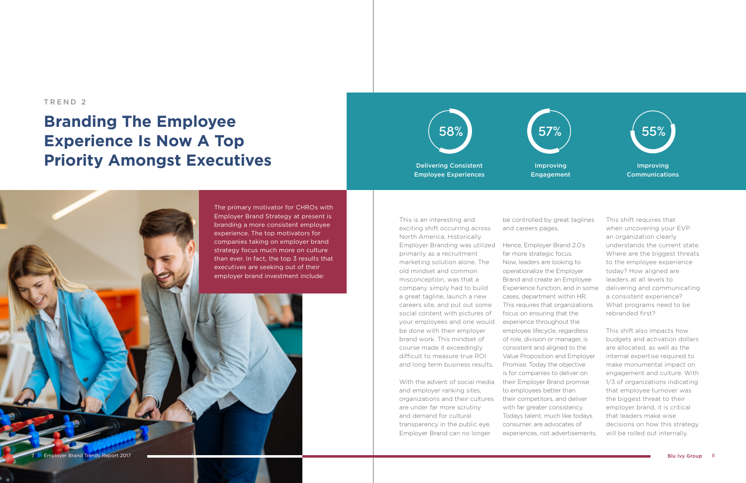TREND 2

# Branding The Employee Experience Is Now A Top Priority Amongst Executives

The primary motivator for CHROs with Employer Brand Strategy at present is branding a more consistent employee experience. The top motivators for companies taking on employer brand strategy focus much more on culture than ever. In fact, the top 3 results that executives are seeking out of their employer brand investment include:

- **58%** Delivering Consistent Employee Experiences
- **57%** Improving Engagement
- **55%** Improving Communications

This is an interesting and exciting shift occurring across North America. Historically Employer Branding was utilized primarily as a recruitment marketing solution alone. The old mindset and common misconception, was that a company simply had to build a great tagline, launch a new careers site, and put out some social content with pictures of your employees and one would be done with their employer brand work. This mindset of course made it exceedingly difficult to measure true ROI and long term business results.

With the advent of social media and employer ranking sites, organizations and their cultures are under far more scrutiny and demand for cultural transparency in the public eye. Employer Brand can no longer be controlled by great taglines and careers pages.

Hence, Employer Brand 2.0's far more strategic focus. Now, leaders are looking to operationalize the Employer Brand and create an Employee Experience function, and in some cases, department within HR. This requires that organizations focus on ensuring that the experience throughout the employee lifecycle, regardless of role, division or manager, is consistent and aligned to the Value Proposition and Employer Promise. Today the objective is for companies to deliver on their Employer Brand promise to employees better than their competitors, and deliver with far greater consistency. Todays talent, much like todays consumer, are advocates of experiences, not advertisements.

This shift requires that when uncovering your EVP an organization clearly understands the current state. Where are the biggest threats to the employee experience today? How aligned are leaders at all levels to delivering and communicating a consistent experience? What programs need to be rebranded first?

This shift also impacts how budgets and activation dollars are allocated, as well as the internal expertise required to make monumental impact on engagement and culture. With 1/3 of organizations indicating that employee turnover was the biggest threat to their employer brand, it is critical that leaders make wise decisions on how this strategy will be rolled out internally.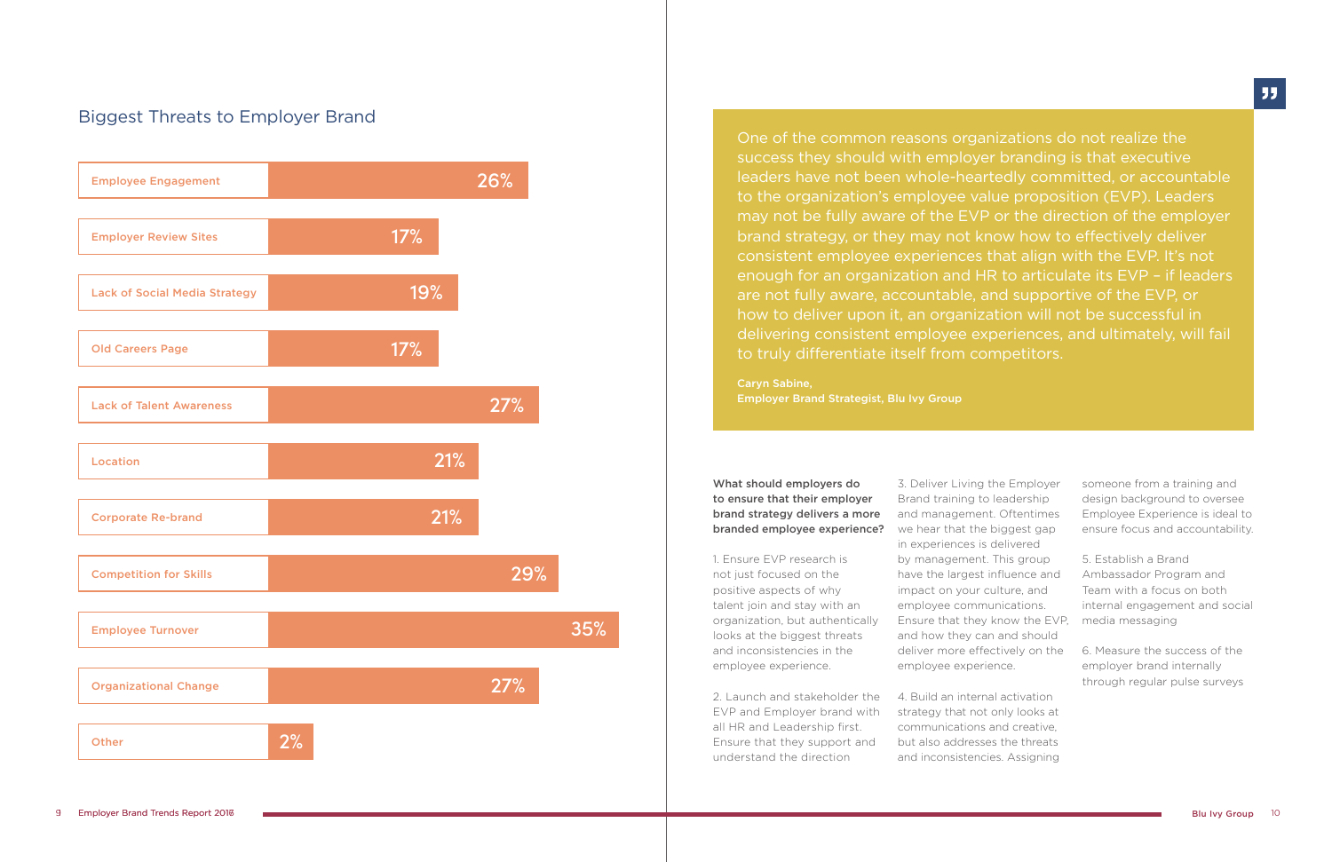## Biggest Threats to Employer Brand

| Threat | Percentage |
| --- | --- |
| Employee Engagement | 26% |
| Employer Review Sites | 17% |
| Lack of Social Media Strategy | 19% |
| Old Careers Page | 17% |
| Lack of Talent Awareness | 27% |
| Location | 21% |
| Corporate Re-brand | 21% |
| Competition for Skills | 29% |
| Employee Turnover | 35% |
| Organizational Change | 27% |
| Other | 2% |

> One of the common reasons organizations do not realize the success they should with employer branding is that executive leaders have not been whole-heartedly committed, or accountable to the organization's employee value proposition (EVP). Leaders may not be fully aware of the EVP or the direction of the employer brand strategy, or they may not know how to effectively deliver consistent employee experiences that align with the EVP. It's not enough for an organization and HR to articulate its EVP – if leaders are not fully aware, accountable, and supportive of the EVP, or how to deliver upon it, an organization will not be successful in delivering consistent employee experiences, and ultimately, will fail to truly differentiate itself from competitors.
>
> **Caryn Sabine,**
> **Employer Brand Strategist, Blu Ivy Group**

**What should employers do to ensure that their employer brand strategy delivers a more branded employee experience?**

1. Ensure EVP research is not just focused on the positive aspects of why talent join and stay with an organization, but authentically looks at the biggest threats and inconsistencies in the employee experience.

2. Launch and stakeholder the EVP and Employer brand with all HR and Leadership first. Ensure that they support and understand the direction

3. Deliver Living the Employer Brand training to leadership and management. Oftentimes we hear that the biggest gap in experiences is delivered by management. This group have the largest influence and impact on your culture, and employee communications. Ensure that they know the EVP, and how they can and should deliver more effectively on the employee experience.

4. Build an internal activation strategy that not only looks at communications and creative, but also addresses the threats and inconsistencies. Assigning someone from a training and design background to oversee Employee Experience is ideal to ensure focus and accountability.

5. Establish a Brand Ambassador Program and Team with a focus on both internal engagement and social media messaging

6. Measure the success of the employer brand internally through regular pulse surveys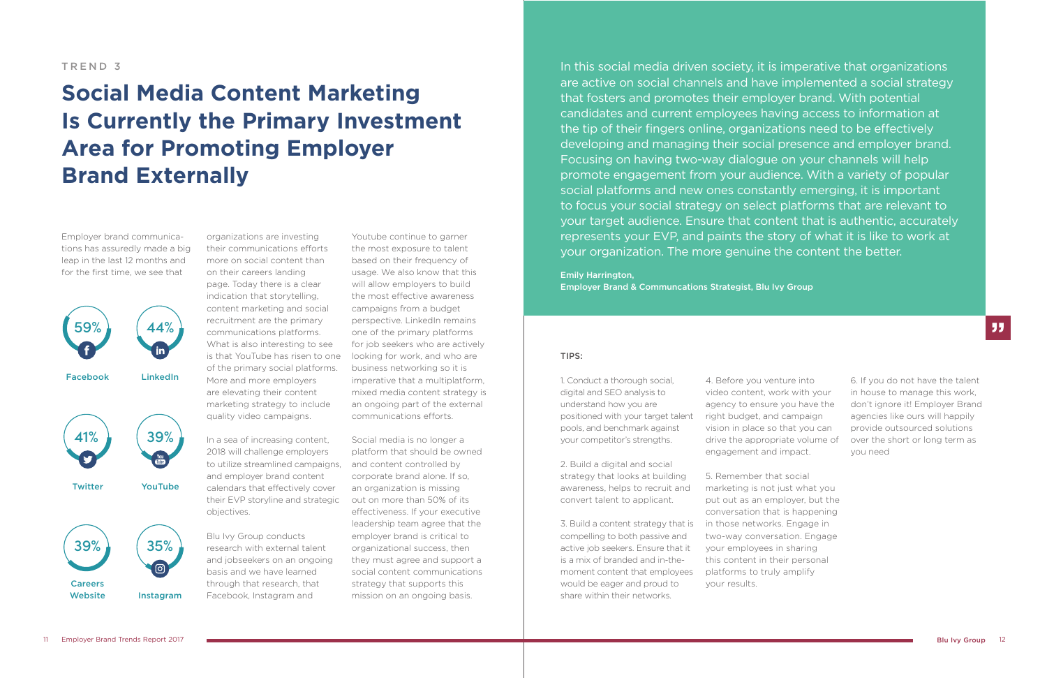TREND 3

# Social Media Content Marketing Is Currently the Primary Investment Area for Promoting Employer Brand Externally

Employer brand communications has assuredly made a big leap in the last 12 months and for the first time, we see that organizations are investing their communications efforts more on social content than on their careers landing page. Today there is a clear indication that storytelling, content marketing and social recruitment are the primary communications platforms. What is also interesting to see is that YouTube has risen to one of the primary social platforms. More and more employers are elevating their content marketing strategy to include quality video campaigns.

| Platform | Percentage |
|---|---|
| Facebook | 59% |
| LinkedIn | 44% |
| Twitter | 41% |
| YouTube | 39% |
| Careers Website | 39% |
| Instagram | 35% |

In a sea of increasing content, 2018 will challenge employers to utilize streamlined campaigns, and employer brand content calendars that effectively cover their EVP storyline and strategic objectives.

Blu Ivy Group conducts research with external talent and jobseekers on an ongoing basis and we have learned through that research, that Facebook, Instagram and Youtube continue to garner the most exposure to talent based on their frequency of usage. We also know that this will allow employers to build the most effective awareness campaigns from a budget perspective. LinkedIn remains one of the primary platforms for job seekers who are actively looking for work, and who are business networking so it is imperative that a multiplatform, mixed media content strategy is an ongoing part of the external communications efforts.

Social media is no longer a platform that should be owned and content controlled by corporate brand alone. If so, an organization is missing out on more than 50% of its effectiveness. If your executive leadership team agree that the employer brand is critical to organizational success, then they must agree and support a social content communications strategy that supports this mission on an ongoing basis.

> In this social media driven society, it is imperative that organizations are active on social channels and have implemented a social strategy that fosters and promotes their employer brand. With potential candidates and current employees having access to information at the tip of their fingers online, organizations need to be effectively developing and managing their social presence and employer brand. Focusing on having two-way dialogue on your channels will help promote engagement from your audience. With a variety of popular social platforms and new ones constantly emerging, it is important to focus your social strategy on select platforms that are relevant to your target audience. Ensure that content that is authentic, accurately represents your EVP, and paints the story of what it is like to work at your organization. The more genuine the content the better.
>
> **Emily Harrington,**
> **Employer Brand & Communcations Strategist, Blu Ivy Group**

**TIPS:**

1. Conduct a thorough social, digital and SEO analysis to understand how you are positioned with your target talent pools, and benchmark against your competitor's strengths.

2. Build a digital and social strategy that looks at building awareness, helps to recruit and convert talent to applicant.

3. Build a content strategy that is compelling to both passive and active job seekers. Ensure that it is a mix of branded and in-the-moment content that employees would be eager and proud to share within their networks.

4. Before you venture into video content, work with your agency to ensure you have the right budget, and campaign vision in place so that you can drive the appropriate volume of engagement and impact.

5. Remember that social marketing is not just what you put out as an employer, but the conversation that is happening in those networks. Engage in two-way conversation. Engage your employees in sharing this content in their personal platforms to truly amplify your results.

6. If you do not have the talent in house to manage this work, don't ignore it! Employer Brand agencies like ours will happily provide outsourced solutions over the short or long term as you need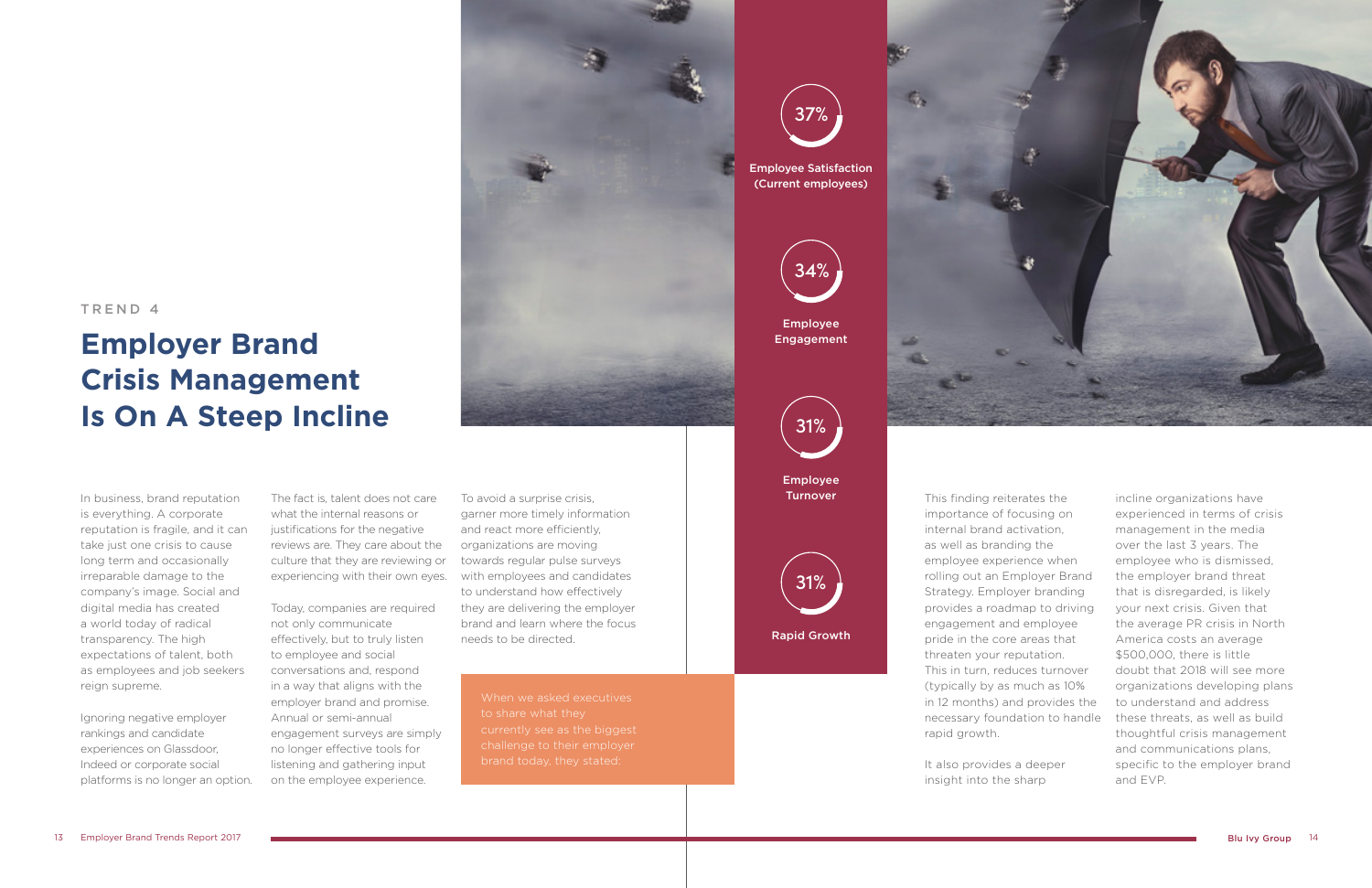TREND 4

# Employer Brand Crisis Management Is On A Steep Incline

In business, brand reputation is everything. A corporate reputation is fragile, and it can take just one crisis to cause long term and occasionally irreparable damage to the company's image. Social and digital media has created a world today of radical transparency. The high expectations of talent, both as employees and job seekers reign supreme.

Ignoring negative employer rankings and candidate experiences on Glassdoor, Indeed or corporate social platforms is no longer an option. The fact is, talent does not care what the internal reasons or justifications for the negative reviews are. They care about the culture that they are reviewing or experiencing with their own eyes.

Today, companies are required not only communicate effectively, but to truly listen to employee and social conversations and, respond in a way that aligns with the employer brand and promise. Annual or semi-annual engagement surveys are simply no longer effective tools for listening and gathering input on the employee experience.

To avoid a surprise crisis, garner more timely information and react more efficiently, organizations are moving towards regular pulse surveys with employees and candidates to understand how effectively they are delivering the employer brand and learn where the focus needs to be directed.

When we asked executives to share what they currently see as the biggest challenge to their employer brand today, they stated:

- **37%** Employee Satisfaction (Current employees)
- **34%** Employee Engagement
- **31%** Employee Turnover
- **31%** Rapid Growth

This finding reiterates the importance of focusing on internal brand activation, as well as branding the employee experience when rolling out an Employer Brand Strategy. Employer branding provides a roadmap to driving engagement and employee pride in the core areas that threaten your reputation. This in turn, reduces turnover (typically by as much as 10% in 12 months) and provides the necessary foundation to handle rapid growth.

It also provides a deeper insight into the sharp incline organizations have experienced in terms of crisis management in the media over the last 3 years. The employee who is dismissed, the employer brand threat that is disregarded, is likely your next crisis. Given that the average PR crisis in North America costs an average $500,000, there is little doubt that 2018 will see more organizations developing plans to understand and address these threats, as well as build thoughtful crisis management and communications plans, specific to the employer brand and EVP.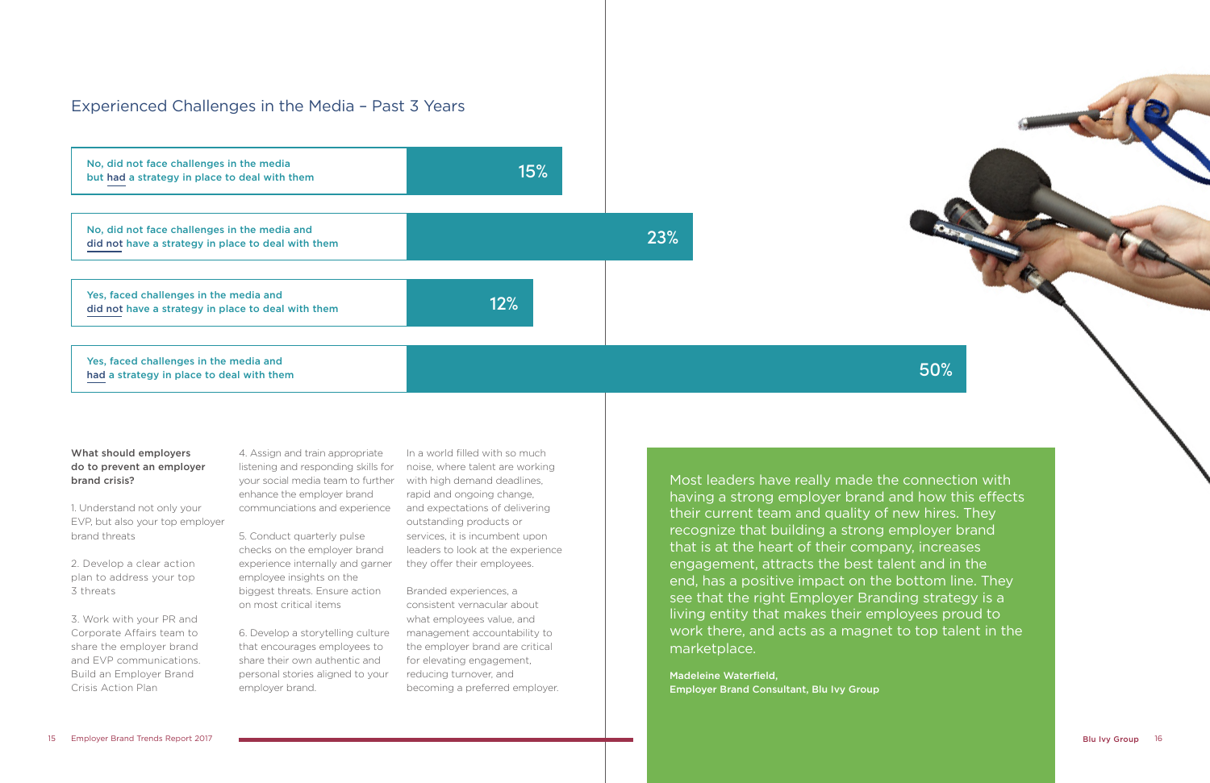## Experienced Challenges in the Media – Past 3 Years

| Response | % |
|---|---|
| No, did not face challenges in the media but had a strategy in place to deal with them | 15% |
| No, did not face challenges in the media and did not have a strategy in place to deal with them | 23% |
| Yes, faced challenges in the media and did not have a strategy in place to deal with them | 12% |
| Yes, faced challenges in the media and had a strategy in place to deal with them | 50% |

**What should employers do to prevent an employer brand crisis?**

1. Understand not only your EVP, but also your top employer brand threats

2. Develop a clear action plan to address your top 3 threats

3. Work with your PR and Corporate Affairs team to share the employer brand and EVP communications. Build an Employer Brand Crisis Action Plan

4. Assign and train appropriate listening and responding skills for your social media team to further enhance the employer brand communciations and experience

5. Conduct quarterly pulse checks on the employer brand experience internally and garner employee insights on the biggest threats. Ensure action on most critical items

6. Develop a storytelling culture that encourages employees to share their own authentic and personal stories aligned to your employer brand.

In a world filled with so much noise, where talent are working with high demand deadlines, rapid and ongoing change, and expectations of delivering outstanding products or services, it is incumbent upon leaders to look at the experience they offer their employees.

Branded experiences, a consistent vernacular about what employees value, and management accountability to the employer brand are critical for elevating engagement, reducing turnover, and becoming a preferred employer.

Most leaders have really made the connection with having a strong employer brand and how this effects their current team and quality of new hires. They recognize that building a strong employer brand that is at the heart of their company, increases engagement, attracts the best talent and in the end, has a positive impact on the bottom line. They see that the right Employer Branding strategy is a living entity that makes their employees proud to work there, and acts as a magnet to top talent in the marketplace.

**Madeleine Waterfield,**
**Employer Brand Consultant, Blu Ivy Group**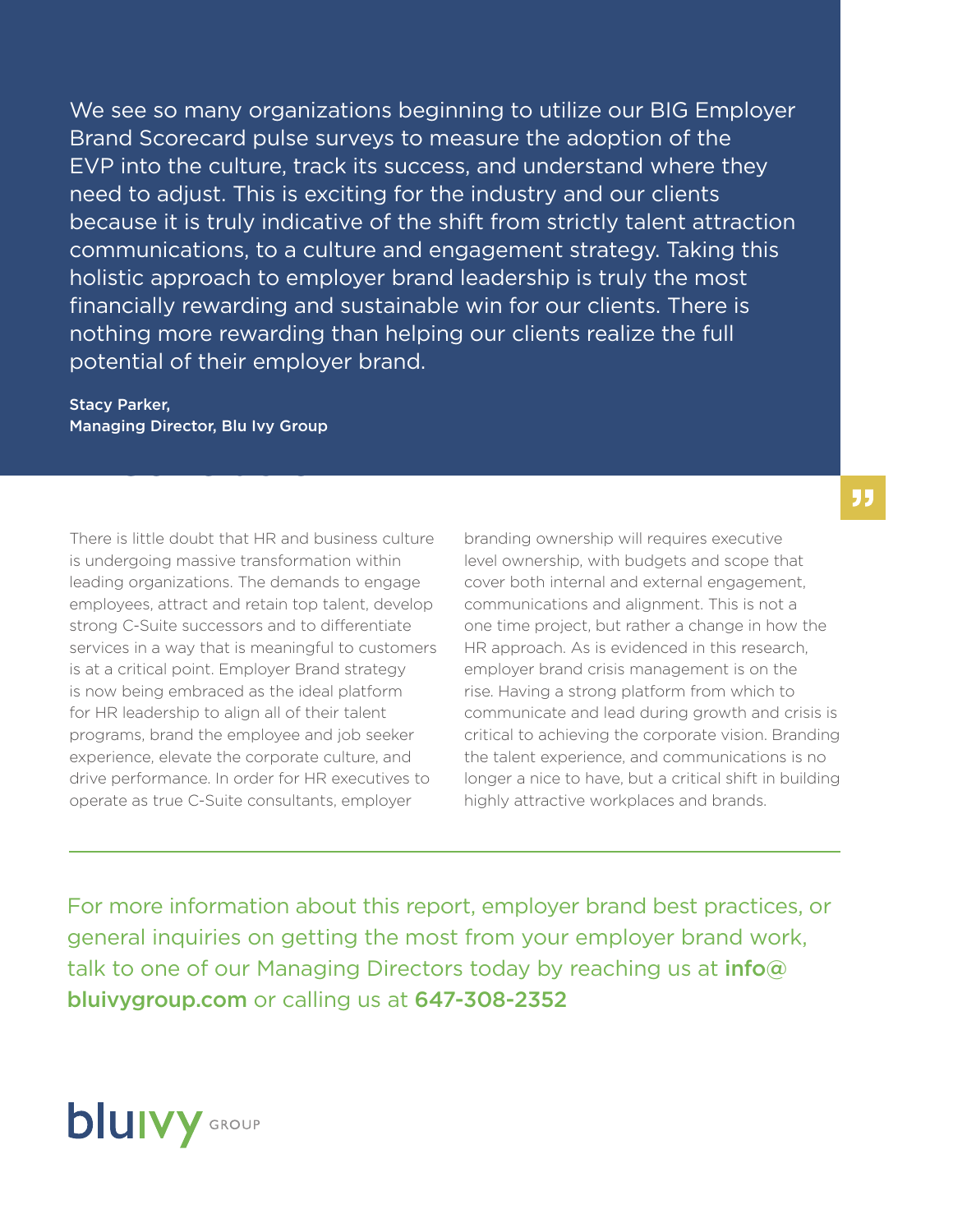We see so many organizations beginning to utilize our BIG Employer Brand Scorecard pulse surveys to measure the adoption of the EVP into the culture, track its success, and understand where they need to adjust. This is exciting for the industry and our clients because it is truly indicative of the shift from strictly talent attraction communications, to a culture and engagement strategy. Taking this holistic approach to employer brand leadership is truly the most financially rewarding and sustainable win for our clients. There is nothing more rewarding than helping our clients realize the full potential of their employer brand.

**Stacy Parker,**
**Managing Director, Blu Ivy Group**

There is little doubt that HR and business culture is undergoing massive transformation within leading organizations. The demands to engage employees, attract and retain top talent, develop strong C-Suite successors and to differentiate services in a way that is meaningful to customers is at a critical point. Employer Brand strategy is now being embraced as the ideal platform for HR leadership to align all of their talent programs, brand the employee and job seeker experience, elevate the corporate culture, and drive performance. In order for HR executives to operate as true C-Suite consultants, employer branding ownership will requires executive level ownership, with budgets and scope that cover both internal and external engagement, communications and alignment. This is not a one time project, but rather a change in how the HR approach. As is evidenced in this research, employer brand crisis management is on the rise. Having a strong platform from which to communicate and lead during growth and crisis is critical to achieving the corporate vision. Branding the talent experience, and communications is no longer a nice to have, but a critical shift in building highly attractive workplaces and brands.

For more information about this report, employer brand best practices, or general inquiries on getting the most from your employer brand work, talk to one of our Managing Directors today by reaching us at **info@bluivygroup.com** or calling us at **647-308-2352**

bluivy GROUP